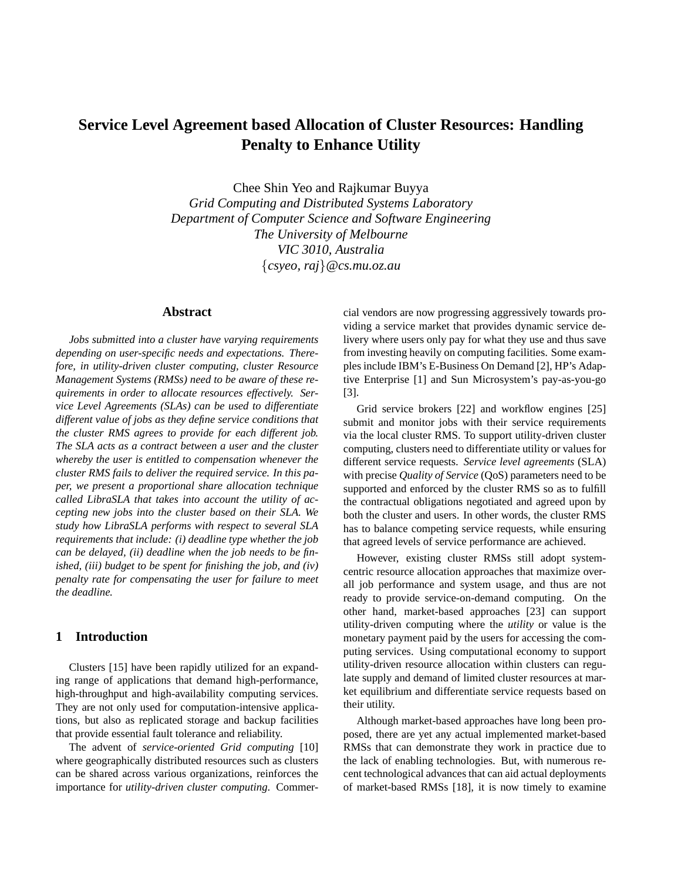# Service Level Agreement based Allocation of Cluster Resources: Handling Penalty to Enhance Utility

Chee Shin Yeo and Rajkumar Buyya
*Grid Computing and Distributed Systems Laboratory*
*Department of Computer Science and Software Engineering*
*The University of Melbourne*
*VIC 3010, Australia*
{*csyeo, raj*}*@cs.mu.oz.au*

## Abstract

*Jobs submitted into a cluster have varying requirements depending on user-specific needs and expectations. Therefore, in utility-driven cluster computing, cluster Resource Management Systems (RMSs) need to be aware of these requirements in order to allocate resources effectively. Service Level Agreements (SLAs) can be used to differentiate different value of jobs as they define service conditions that the cluster RMS agrees to provide for each different job. The SLA acts as a contract between a user and the cluster whereby the user is entitled to compensation whenever the cluster RMS fails to deliver the required service. In this paper, we present a proportional share allocation technique called LibraSLA that takes into account the utility of accepting new jobs into the cluster based on their SLA. We study how LibraSLA performs with respect to several SLA requirements that include: (i) deadline type whether the job can be delayed, (ii) deadline when the job needs to be finished, (iii) budget to be spent for finishing the job, and (iv) penalty rate for compensating the user for failure to meet the deadline.*

## 1 Introduction

Clusters [15] have been rapidly utilized for an expanding range of applications that demand high-performance, high-throughput and high-availability computing services. They are not only used for computation-intensive applications, but also as replicated storage and backup facilities that provide essential fault tolerance and reliability.

The advent of *service-oriented Grid computing* [10] where geographically distributed resources such as clusters can be shared across various organizations, reinforces the importance for *utility-driven cluster computing*. Commercial vendors are now progressing aggressively towards providing a service market that provides dynamic service delivery where users only pay for what they use and thus save from investing heavily on computing facilities. Some examples include IBM's E-Business On Demand [2], HP's Adaptive Enterprise [1] and Sun Microsystem's pay-as-you-go [3].

Grid service brokers [22] and workflow engines [25] submit and monitor jobs with their service requirements via the local cluster RMS. To support utility-driven cluster computing, clusters need to differentiate utility or values for different service requests. *Service level agreements* (SLA) with precise *Quality of Service* (QoS) parameters need to be supported and enforced by the cluster RMS so as to fulfill the contractual obligations negotiated and agreed upon by both the cluster and users. In other words, the cluster RMS has to balance competing service requests, while ensuring that agreed levels of service performance are achieved.

However, existing cluster RMSs still adopt system-centric resource allocation approaches that maximize overall job performance and system usage, and thus are not ready to provide service-on-demand computing. On the other hand, market-based approaches [23] can support utility-driven computing where the *utility* or value is the monetary payment paid by the users for accessing the computing services. Using computational economy to support utility-driven resource allocation within clusters can regulate supply and demand of limited cluster resources at market equilibrium and differentiate service requests based on their utility.

Although market-based approaches have long been proposed, there are yet any actual implemented market-based RMSs that can demonstrate they work in practice due to the lack of enabling technologies. But, with numerous recent technological advances that can aid actual deployments of market-based RMSs [18], it is now timely to examine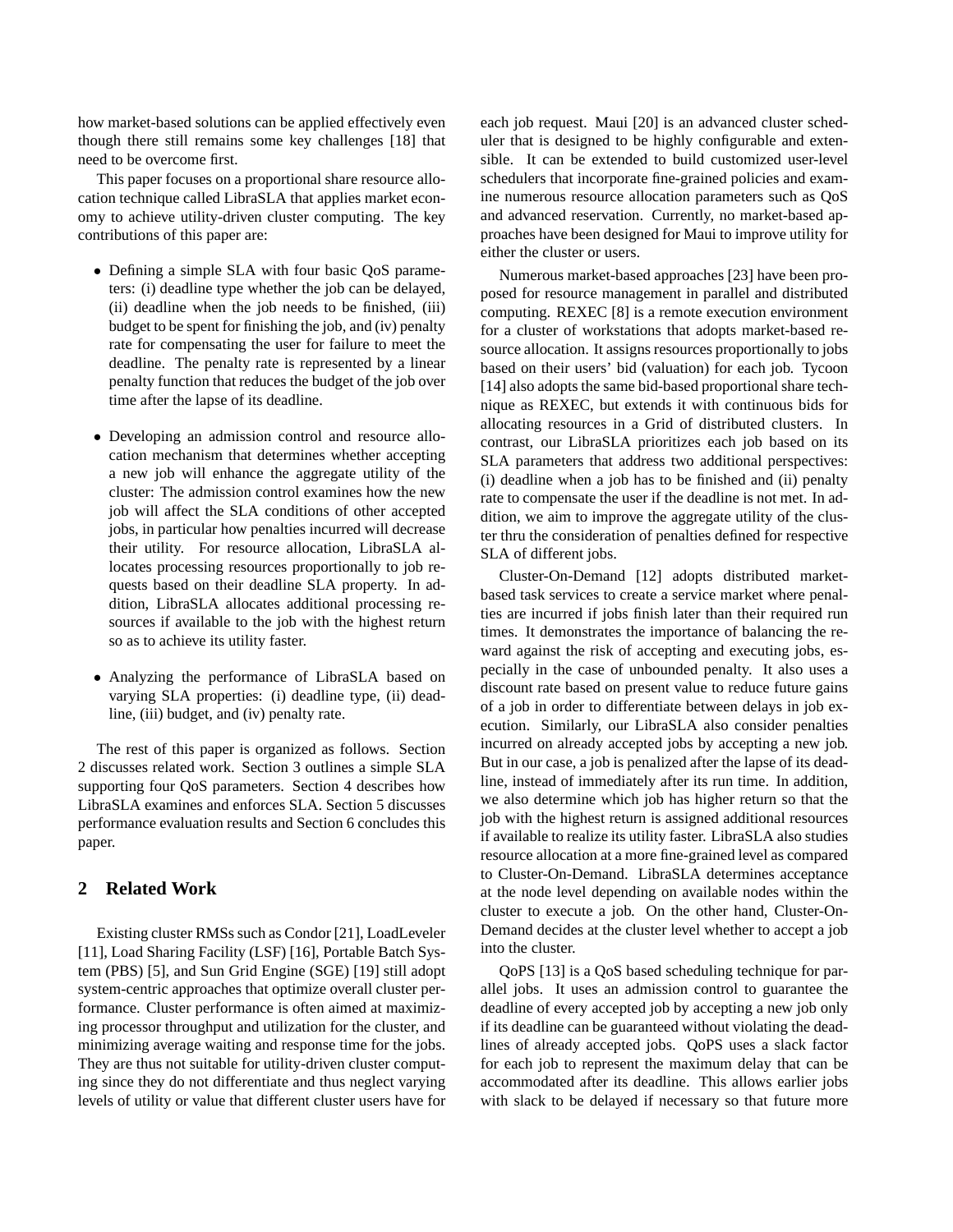how market-based solutions can be applied effectively even though there still remains some key challenges [18] that need to be overcome first.

This paper focuses on a proportional share resource allocation technique called LibraSLA that applies market economy to achieve utility-driven cluster computing. The key contributions of this paper are:

- Defining a simple SLA with four basic QoS parameters: (i) deadline type whether the job can be delayed, (ii) deadline when the job needs to be finished, (iii) budget to be spent for finishing the job, and (iv) penalty rate for compensating the user for failure to meet the deadline. The penalty rate is represented by a linear penalty function that reduces the budget of the job over time after the lapse of its deadline.
- Developing an admission control and resource allocation mechanism that determines whether accepting a new job will enhance the aggregate utility of the cluster: The admission control examines how the new job will affect the SLA conditions of other accepted jobs, in particular how penalties incurred will decrease their utility. For resource allocation, LibraSLA allocates processing resources proportionally to job requests based on their deadline SLA property. In addition, LibraSLA allocates additional processing resources if available to the job with the highest return so as to achieve its utility faster.
- Analyzing the performance of LibraSLA based on varying SLA properties: (i) deadline type, (ii) deadline, (iii) budget, and (iv) penalty rate.

The rest of this paper is organized as follows. Section 2 discusses related work. Section 3 outlines a simple SLA supporting four QoS parameters. Section 4 describes how LibraSLA examines and enforces SLA. Section 5 discusses performance evaluation results and Section 6 concludes this paper.

## 2 Related Work

Existing cluster RMSs such as Condor [21], LoadLeveler [11], Load Sharing Facility (LSF) [16], Portable Batch System (PBS) [5], and Sun Grid Engine (SGE) [19] still adopt system-centric approaches that optimize overall cluster performance. Cluster performance is often aimed at maximizing processor throughput and utilization for the cluster, and minimizing average waiting and response time for the jobs. They are thus not suitable for utility-driven cluster computing since they do not differentiate and thus neglect varying levels of utility or value that different cluster users have for each job request. Maui [20] is an advanced cluster scheduler that is designed to be highly configurable and extensible. It can be extended to build customized user-level schedulers that incorporate fine-grained policies and examine numerous resource allocation parameters such as QoS and advanced reservation. Currently, no market-based approaches have been designed for Maui to improve utility for either the cluster or users.

Numerous market-based approaches [23] have been proposed for resource management in parallel and distributed computing. REXEC [8] is a remote execution environment for a cluster of workstations that adopts market-based resource allocation. It assigns resources proportionally to jobs based on their users' bid (valuation) for each job. Tycoon [14] also adopts the same bid-based proportional share technique as REXEC, but extends it with continuous bids for allocating resources in a Grid of distributed clusters. In contrast, our LibraSLA prioritizes each job based on its SLA parameters that address two additional perspectives: (i) deadline when a job has to be finished and (ii) penalty rate to compensate the user if the deadline is not met. In addition, we aim to improve the aggregate utility of the cluster thru the consideration of penalties defined for respective SLA of different jobs.

Cluster-On-Demand [12] adopts distributed market-based task services to create a service market where penalties are incurred if jobs finish later than their required run times. It demonstrates the importance of balancing the reward against the risk of accepting and executing jobs, especially in the case of unbounded penalty. It also uses a discount rate based on present value to reduce future gains of a job in order to differentiate between delays in job execution. Similarly, our LibraSLA also consider penalties incurred on already accepted jobs by accepting a new job. But in our case, a job is penalized after the lapse of its deadline, instead of immediately after its run time. In addition, we also determine which job has higher return so that the job with the highest return is assigned additional resources if available to realize its utility faster. LibraSLA also studies resource allocation at a more fine-grained level as compared to Cluster-On-Demand. LibraSLA determines acceptance at the node level depending on available nodes within the cluster to execute a job. On the other hand, Cluster-On-Demand decides at the cluster level whether to accept a job into the cluster.

QoPS [13] is a QoS based scheduling technique for parallel jobs. It uses an admission control to guarantee the deadline of every accepted job by accepting a new job only if its deadline can be guaranteed without violating the deadlines of already accepted jobs. QoPS uses a slack factor for each job to represent the maximum delay that can be accommodated after its deadline. This allows earlier jobs with slack to be delayed if necessary so that future more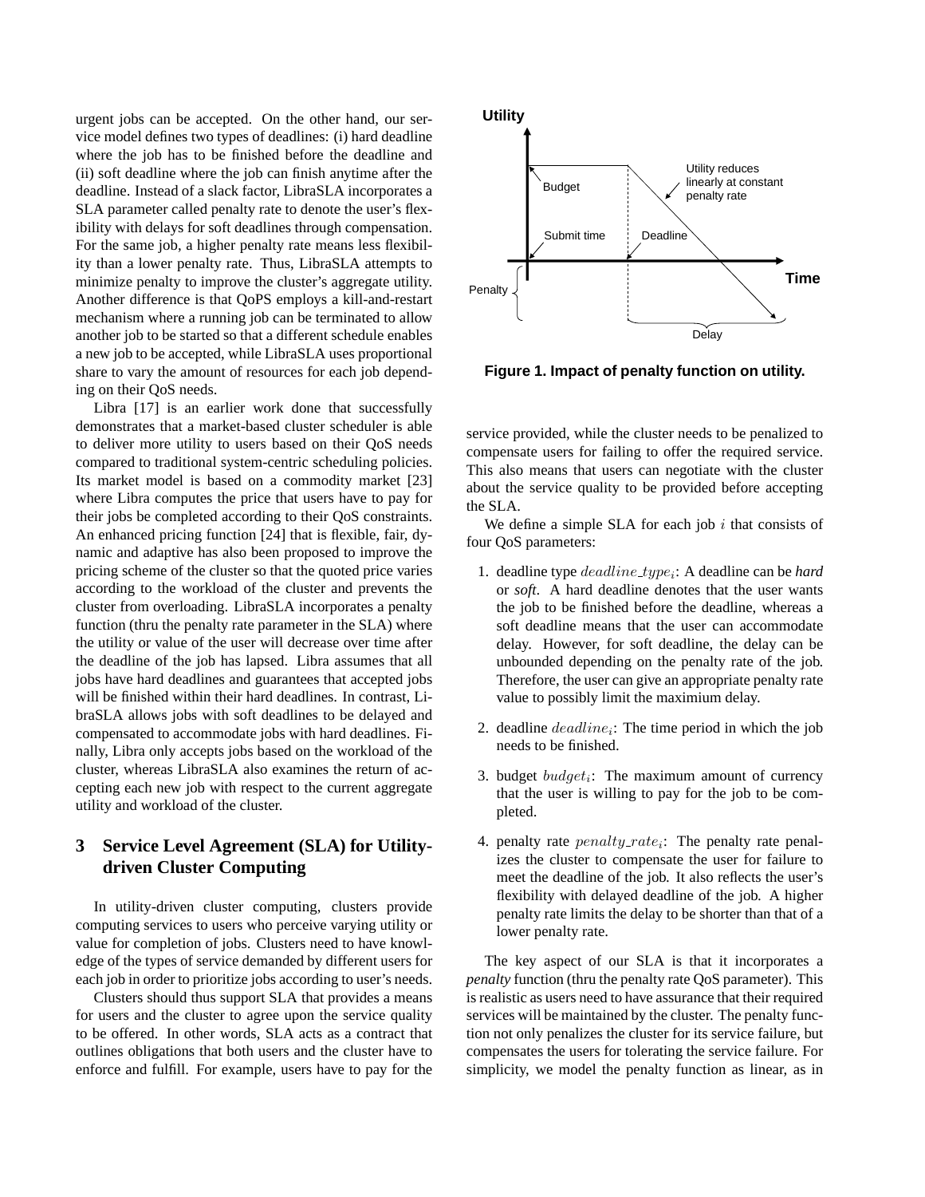urgent jobs can be accepted. On the other hand, our service model defines two types of deadlines: (i) hard deadline where the job has to be finished before the deadline and (ii) soft deadline where the job can finish anytime after the deadline. Instead of a slack factor, LibraSLA incorporates a SLA parameter called penalty rate to denote the user's flexibility with delays for soft deadlines through compensation. For the same job, a higher penalty rate means less flexibility than a lower penalty rate. Thus, LibraSLA attempts to minimize penalty to improve the cluster's aggregate utility. Another difference is that QoPS employs a kill-and-restart mechanism where a running job can be terminated to allow another job to be started so that a different schedule enables a new job to be accepted, while LibraSLA uses proportional share to vary the amount of resources for each job depending on their QoS needs.

Libra [17] is an earlier work done that successfully demonstrates that a market-based cluster scheduler is able to deliver more utility to users based on their QoS needs compared to traditional system-centric scheduling policies. Its market model is based on a commodity market [23] where Libra computes the price that users have to pay for their jobs be completed according to their QoS constraints. An enhanced pricing function [24] that is flexible, fair, dynamic and adaptive has also been proposed to improve the pricing scheme of the cluster so that the quoted price varies according to the workload of the cluster and prevents the cluster from overloading. LibraSLA incorporates a penalty function (thru the penalty rate parameter in the SLA) where the utility or value of the user will decrease over time after the deadline of the job has lapsed. Libra assumes that all jobs have hard deadlines and guarantees that accepted jobs will be finished within their hard deadlines. In contrast, LibraSLA allows jobs with soft deadlines to be delayed and compensated to accommodate jobs with hard deadlines. Finally, Libra only accepts jobs based on the workload of the cluster, whereas LibraSLA also examines the return of accepting each new job with respect to the current aggregate utility and workload of the cluster.

## 3 Service Level Agreement (SLA) for Utility-driven Cluster Computing

In utility-driven cluster computing, clusters provide computing services to users who perceive varying utility or value for completion of jobs. Clusters need to have knowledge of the types of service demanded by different users for each job in order to prioritize jobs according to user's needs.

Clusters should thus support SLA that provides a means for users and the cluster to agree upon the service quality to be offered. In other words, SLA acts as a contract that outlines obligations that both users and the cluster have to enforce and fulfill. For example, users have to pay for the service provided, while the cluster needs to be penalized to compensate users for failing to offer the required service. This also means that users can negotiate with the cluster about the service quality to be provided before accepting the SLA.

Utility

Budget

Utility reduces linearly at constant penalty rate

Submit time

Deadline

Time

Penalty

Delay

**Figure 1. Impact of penalty function on utility.**

We define a simple SLA for each job $i$ that consists of four QoS parameters:

1. deadline type $deadline\_type_i$: A deadline can be ***hard*** or ***soft***. A hard deadline denotes that the user wants the job to be finished before the deadline, whereas a soft deadline means that the user can accommodate delay. However, for soft deadline, the delay can be unbounded depending on the penalty rate of the job. Therefore, the user can give an appropriate penalty rate value to possibly limit the maximium delay.

2. deadline $deadline_i$: The time period in which the job needs to be finished.

3. budget $budget_i$: The maximum amount of currency that the user is willing to pay for the job to be completed.

4. penalty rate $penalty\_rate_i$: The penalty rate penalizes the cluster to compensate the user for failure to meet the deadline of the job. It also reflects the user's flexibility with delayed deadline of the job. A higher penalty rate limits the delay to be shorter than that of a lower penalty rate.

The key aspect of our SLA is that it incorporates a *penalty* function (thru the penalty rate QoS parameter). This is realistic as users need to have assurance that their required services will be maintained by the cluster. The penalty function not only penalizes the cluster for its service failure, but compensates the users for tolerating the service failure. For simplicity, we model the penalty function as linear, as in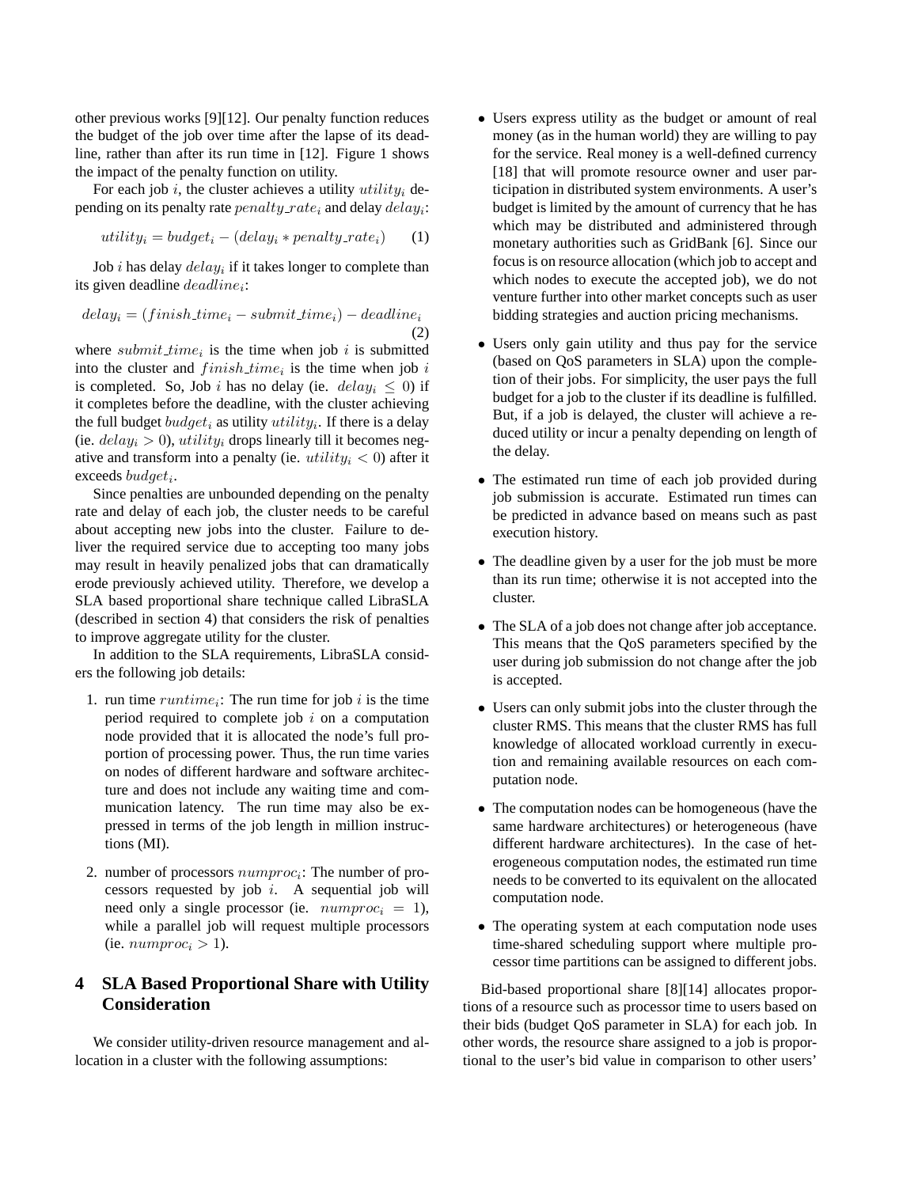other previous works [9][12]. Our penalty function reduces the budget of the job over time after the lapse of its deadline, rather than after its run time in [12]. Figure 1 shows the impact of the penalty function on utility.

For each job $i$, the cluster achieves a utility $utility_i$ depending on its penalty rate $penalty\_rate_i$ and delay $delay_i$:

$$utility_i = budget_i - (delay_i * penalty\_rate_i) \quad (1)$$

Job $i$ has delay $delay_i$ if it takes longer to complete than its given deadline $deadline_i$:

$$delay_i = (finish\_time_i - submit\_time_i) - deadline_i \quad (2)$$

where $submit\_time_i$ is the time when job $i$ is submitted into the cluster and $finish\_time_i$ is the time when job $i$ is completed. So, Job $i$ has no delay (ie. $delay_i \leq 0$) if it completes before the deadline, with the cluster achieving the full budget $budget_i$ as utility $utility_i$. If there is a delay (ie. $delay_i > 0$), $utility_i$ drops linearly till it becomes negative and transform into a penalty (ie. $utility_i < 0$) after it exceeds $budget_i$.

Since penalties are unbounded depending on the penalty rate and delay of each job, the cluster needs to be careful about accepting new jobs into the cluster. Failure to deliver the required service due to accepting too many jobs may result in heavily penalized jobs that can dramatically erode previously achieved utility. Therefore, we develop a SLA based proportional share technique called LibraSLA (described in section 4) that considers the risk of penalties to improve aggregate utility for the cluster.

In addition to the SLA requirements, LibraSLA considers the following job details:

1. run time $runtime_i$: The run time for job $i$ is the time period required to complete job $i$ on a computation node provided that it is allocated the node's full proportion of processing power. Thus, the run time varies on nodes of different hardware and software architecture and does not include any waiting time and communication latency. The run time may also be expressed in terms of the job length in million instructions (MI).

2. number of processors $numproc_i$: The number of processors requested by job $i$. A sequential job will need only a single processor (ie. $numproc_i = 1$), while a parallel job will request multiple processors (ie. $numproc_i > 1$).

## 4 SLA Based Proportional Share with Utility Consideration

We consider utility-driven resource management and allocation in a cluster with the following assumptions:

- Users express utility as the budget or amount of real money (as in the human world) they are willing to pay for the service. Real money is a well-defined currency [18] that will promote resource owner and user participation in distributed system environments. A user's budget is limited by the amount of currency that he has which may be distributed and administered through monetary authorities such as GridBank [6]. Since our focus is on resource allocation (which job to accept and which nodes to execute the accepted job), we do not venture further into other market concepts such as user bidding strategies and auction pricing mechanisms.

- Users only gain utility and thus pay for the service (based on QoS parameters in SLA) upon the completion of their jobs. For simplicity, the user pays the full budget for a job to the cluster if its deadline is fulfilled. But, if a job is delayed, the cluster will achieve a reduced utility or incur a penalty depending on length of the delay.

- The estimated run time of each job provided during job submission is accurate. Estimated run times can be predicted in advance based on means such as past execution history.

- The deadline given by a user for the job must be more than its run time; otherwise it is not accepted into the cluster.

- The SLA of a job does not change after job acceptance. This means that the QoS parameters specified by the user during job submission do not change after the job is accepted.

- Users can only submit jobs into the cluster through the cluster RMS. This means that the cluster RMS has full knowledge of allocated workload currently in execution and remaining available resources on each computation node.

- The computation nodes can be homogeneous (have the same hardware architectures) or heterogeneous (have different hardware architectures). In the case of heterogeneous computation nodes, the estimated run time needs to be converted to its equivalent on the allocated computation node.

- The operating system at each computation node uses time-shared scheduling support where multiple processor time partitions can be assigned to different jobs.

Bid-based proportional share [8][14] allocates proportions of a resource such as processor time to users based on their bids (budget QoS parameter in SLA) for each job. In other words, the resource share assigned to a job is proportional to the user's bid value in comparison to other users'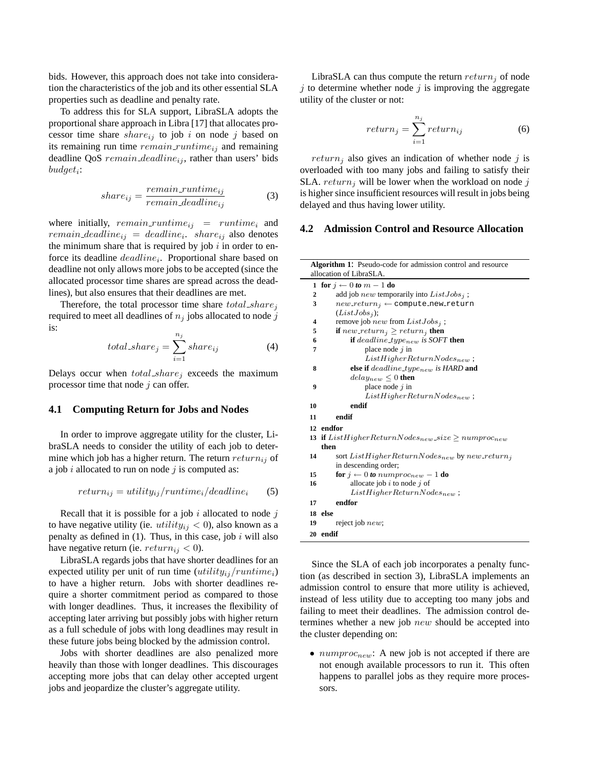bids. However, this approach does not take into consideration the characteristics of the job and its other essential SLA properties such as deadline and penalty rate.

To address this for SLA support, LibraSLA adopts the proportional share approach in Libra [17] that allocates processor time share $share_{ij}$ to job $i$ on node $j$ based on its remaining run time $remain\_runtime_{ij}$ and remaining deadline QoS $remain\_deadline_{ij}$, rather than users' bids $budget_i$:

$$share_{ij} = \frac{remain\_runtime_{ij}}{remain\_deadline_{ij}} \tag{3}$$

where initially, $remain\_runtime_{ij} = runtime_i$ and $remain\_deadline_{ij} = deadline_i$. $share_{ij}$ also denotes the minimum share that is required by job $i$ in order to enforce its deadline $deadline_i$. Proportional share based on deadline not only allows more jobs to be accepted (since the allocated processor time shares are spread across the deadlines), but also ensures that their deadlines are met.

Therefore, the total processor time share $total\_share_j$ required to meet all deadlines of $n_j$ jobs allocated to node $j$ is:

$$total\_share_j = \sum_{i=1}^{n_j} share_{ij} \tag{4}$$

Delays occur when $total\_share_j$ exceeds the maximum processor time that node $j$ can offer.

### 4.1 Computing Return for Jobs and Nodes

In order to improve aggregate utility for the cluster, LibraSLA needs to consider the utility of each job to determine which job has a higher return. The return $return_{ij}$ of a job $i$ allocated to run on node $j$ is computed as:

$$return_{ij} = utility_{ij}/runtime_i/deadline_i \tag{5}$$

Recall that it is possible for a job $i$ allocated to node $j$ to have negative utility (ie. $utility_{ij} < 0$), also known as a penalty as defined in (1). Thus, in this case, job $i$ will also have negative return (ie. $return_{ij} < 0$).

LibraSLA regards jobs that have shorter deadlines for an expected utility per unit of run time ($utility_{ij}/runtime_i$) to have a higher return. Jobs with shorter deadlines require a shorter commitment period as compared to those with longer deadlines. Thus, it increases the flexibility of accepting later arriving but possibly jobs with higher return as a full schedule of jobs with long deadlines may result in these future jobs being blocked by the admission control.

Jobs with shorter deadlines are also penalized more heavily than those with longer deadlines. This discourages accepting more jobs that can delay other accepted urgent jobs and jeopardize the cluster's aggregate utility.

LibraSLA can thus compute the return $return_j$ of node $j$ to determine whether node $j$ is improving the aggregate utility of the cluster or not:

$$return_j = \sum_{i=1}^{n_j} return_{ij} \tag{6}$$

$return_j$ also gives an indication of whether node $j$ is overloaded with too many jobs and failing to satisfy their SLA. $return_j$ will be lower when the workload on node $j$ is higher since insufficient resources will result in jobs being delayed and thus having lower utility.

### 4.2 Admission Control and Resource Allocation

**Algorithm 1**: Pseudo-code for admission control and resource allocation of LibraSLA.

```
1  for j ← 0 to m − 1 do
2      add job new temporarily into ListJobs_j ;
3      new_return_j ← compute_new_return (ListJobs_j);
4      remove job new from ListJobs_j ;
5      if new_return_j ≥ return_j then
6          if deadline_type_new is SOFT then
7              place node j in ListHigherReturnNodes_new ;
8          else if deadline_type_new is HARD and delay_new ≤ 0 then
9              place node j in ListHigherReturnNodes_new ;
10         endif
11     endif
12 endfor
13 if ListHigherReturnNodes_new_size ≥ numproc_new then
14     sort ListHigherReturnNodes_new by new_return_j in descending order;
15     for j ← 0 to numproc_new − 1 do
16         allocate job i to node j of ListHigherReturnNodes_new ;
17     endfor
18 else
19     reject job new;
20 endif
```

Since the SLA of each job incorporates a penalty function (as described in section 3), LibraSLA implements an admission control to ensure that more utility is achieved, instead of less utility due to accepting too many jobs and failing to meet their deadlines. The admission control determines whether a new job $new$ should be accepted into the cluster depending on:

- $numproc_{new}$: A new job is not accepted if there are not enough available processors to run it. This often happens to parallel jobs as they require more processors.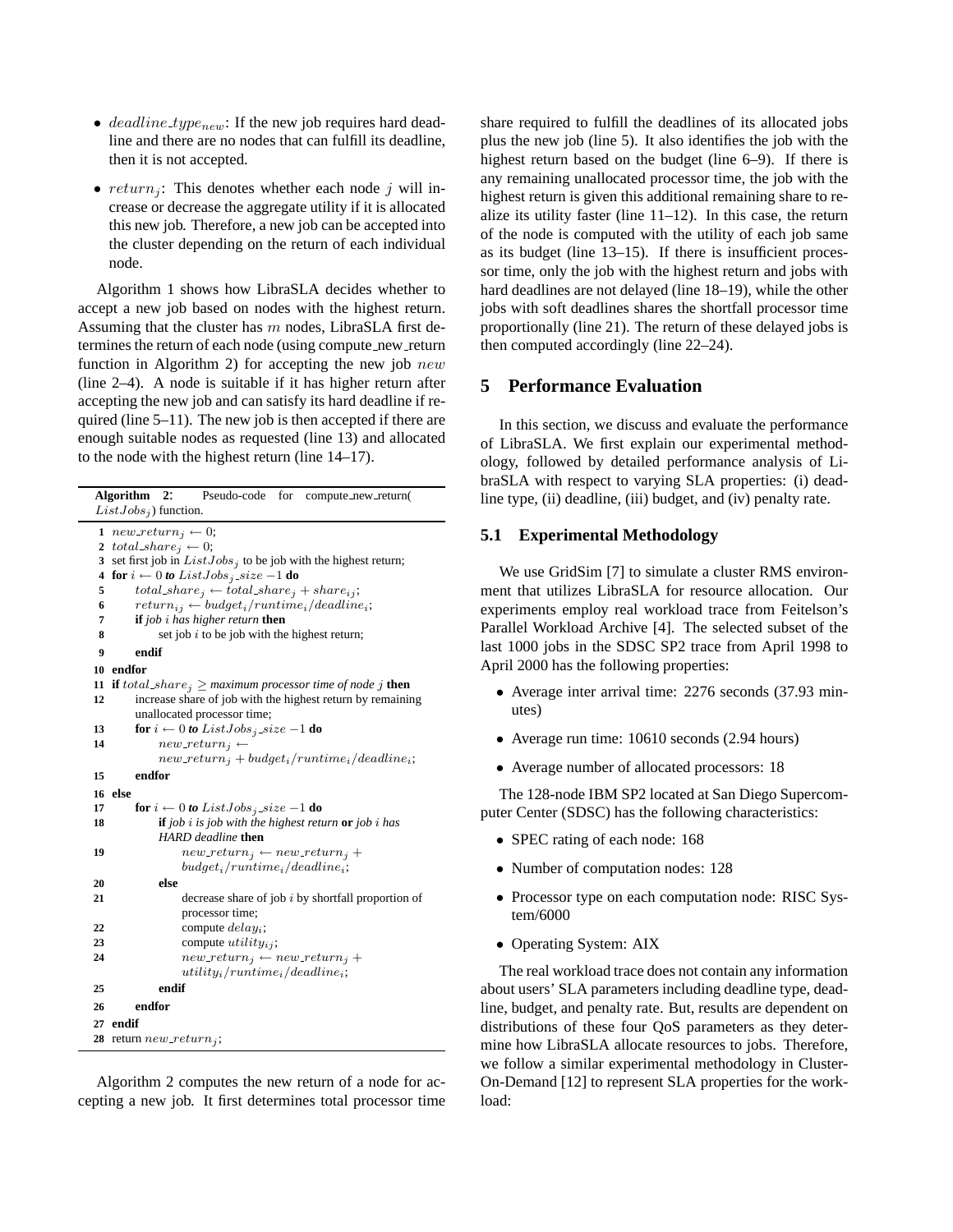- $deadline\_type_{new}$: If the new job requires hard deadline and there are no nodes that can fulfill its deadline, then it is not accepted.

- $return_j$: This denotes whether each node $j$ will increase or decrease the aggregate utility if it is allocated this new job. Therefore, a new job can be accepted into the cluster depending on the return of each individual node.

Algorithm 1 shows how LibraSLA decides whether to accept a new job based on nodes with the highest return. Assuming that the cluster has $m$ nodes, LibraSLA first determines the return of each node (using compute_new_return function in Algorithm 2) for accepting the new job $new$ (line 2–4). A node is suitable if it has higher return after accepting the new job and can satisfy its hard deadline if required (line 5–11). The new job is then accepted if there are enough suitable nodes as requested (line 13) and allocated to the node with the highest return (line 14–17).

**Algorithm 2**: Pseudo-code for compute_new_return( $ListJobs_j$) function.

```
1  new_return_j ← 0;
2  total_share_j ← 0;
3  set first job in ListJobs_j to be job with the highest return;
4  for i ← 0 to ListJobs_j_size − 1 do
5      total_share_j ← total_share_j + share_ij;
6      return_ij ← budget_i/runtime_i/deadline_i;
7      if job i has higher return then
8          set job i to be job with the highest return;
9      endif
10 endfor
11 if total_share_j ≥ maximum processor time of node j then
12     increase share of job with the highest return by remaining
       unallocated processor time;
13     for i ← 0 to ListJobs_j_size − 1 do
14         new_return_j ←
           new_return_j + budget_i/runtime_i/deadline_i;
15     endfor
16 else
17     for i ← 0 to ListJobs_j_size − 1 do
18         if job i is job with the highest return or job i has
           HARD deadline then
19             new_return_j ← new_return_j +
               budget_i/runtime_i/deadline_i;
20         else
21             decrease share of job i by shortfall proportion of
               processor time;
22             compute delay_i;
23             compute utility_ij;
24             new_return_j ← new_return_j +
               utility_i/runtime_i/deadline_i;
25         endif
26     endfor
27 endif
28 return new_return_j;
```

Algorithm 2 computes the new return of a node for accepting a new job. It first determines total processor time share required to fulfill the deadlines of its allocated jobs plus the new job (line 5). It also identifies the job with the highest return based on the budget (line 6–9). If there is any remaining unallocated processor time, the job with the highest return is given this additional remaining share to realize its utility faster (line 11–12). In this case, the return of the node is computed with the utility of each job same as its budget (line 13–15). If there is insufficient processor time, only the job with the highest return and jobs with hard deadlines are not delayed (line 18–19), while the other jobs with soft deadlines shares the shortfall processor time proportionally (line 21). The return of these delayed jobs is then computed accordingly (line 22–24).

## 5 Performance Evaluation

In this section, we discuss and evaluate the performance of LibraSLA. We first explain our experimental methodology, followed by detailed performance analysis of LibraSLA with respect to varying SLA properties: (i) deadline type, (ii) deadline, (iii) budget, and (iv) penalty rate.

### 5.1 Experimental Methodology

We use GridSim [7] to simulate a cluster RMS environment that utilizes LibraSLA for resource allocation. Our experiments employ real workload trace from Feitelson's Parallel Workload Archive [4]. The selected subset of the last 1000 jobs in the SDSC SP2 trace from April 1998 to April 2000 has the following properties:

- Average inter arrival time: 2276 seconds (37.93 minutes)
- Average run time: 10610 seconds (2.94 hours)
- Average number of allocated processors: 18

The 128-node IBM SP2 located at San Diego Supercomputer Center (SDSC) has the following characteristics:

- SPEC rating of each node: 168
- Number of computation nodes: 128
- Processor type on each computation node: RISC System/6000
- Operating System: AIX

The real workload trace does not contain any information about users' SLA parameters including deadline type, deadline, budget, and penalty rate. But, results are dependent on distributions of these four QoS parameters as they determine how LibraSLA allocate resources to jobs. Therefore, we follow a similar experimental methodology in Cluster-On-Demand [12] to represent SLA properties for the workload: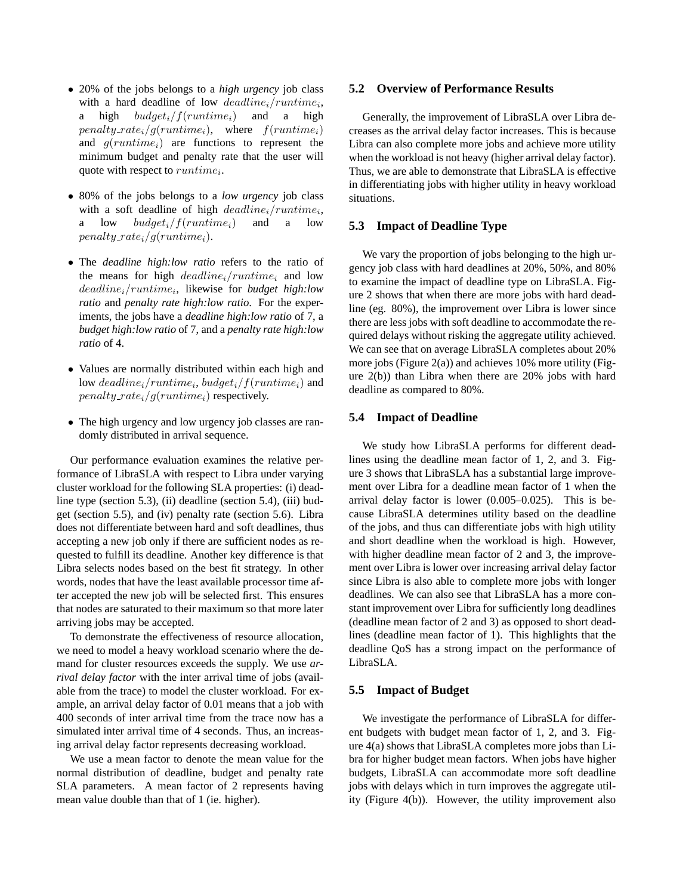- 20% of the jobs belongs to a *high urgency* job class with a hard deadline of low $deadline_i/runtime_i$, a high $budget_i/f(runtime_i)$ and a high $penalty\_rate_i/g(runtime_i)$, where $f(runtime_i)$ and $g(runtime_i)$ are functions to represent the minimum budget and penalty rate that the user will quote with respect to $runtime_i$.

- 80% of the jobs belongs to a *low urgency* job class with a soft deadline of high $deadline_i/runtime_i$, a low $budget_i/f(runtime_i)$ and a low $penalty\_rate_i/g(runtime_i)$.

- The *deadline high:low ratio* refers to the ratio of the means for high $deadline_i/runtime_i$ and low $deadline_i/runtime_i$, likewise for *budget high:low ratio* and *penalty rate high:low ratio*. For the experiments, the jobs have a *deadline high:low ratio* of 7, a *budget high:low ratio* of 7, and a *penalty rate high:low ratio* of 4.

- Values are normally distributed within each high and low $deadline_i/runtime_i$, $budget_i/f(runtime_i)$ and $penalty\_rate_i/g(runtime_i)$ respectively.

- The high urgency and low urgency job classes are randomly distributed in arrival sequence.

Our performance evaluation examines the relative performance of LibraSLA with respect to Libra under varying cluster workload for the following SLA properties: (i) deadline type (section 5.3), (ii) deadline (section 5.4), (iii) budget (section 5.5), and (iv) penalty rate (section 5.6). Libra does not differentiate between hard and soft deadlines, thus accepting a new job only if there are sufficient nodes as requested to fulfill its deadline. Another key difference is that Libra selects nodes based on the best fit strategy. In other words, nodes that have the least available processor time after accepted the new job will be selected first. This ensures that nodes are saturated to their maximum so that more later arriving jobs may be accepted.

To demonstrate the effectiveness of resource allocation, we need to model a heavy workload scenario where the demand for cluster resources exceeds the supply. We use *arrival delay factor* with the inter arrival time of jobs (available from the trace) to model the cluster workload. For example, an arrival delay factor of 0.01 means that a job with 400 seconds of inter arrival time from the trace now has a simulated inter arrival time of 4 seconds. Thus, an increasing arrival delay factor represents decreasing workload.

We use a mean factor to denote the mean value for the normal distribution of deadline, budget and penalty rate SLA parameters. A mean factor of 2 represents having mean value double than that of 1 (ie. higher).

### 5.2 Overview of Performance Results

Generally, the improvement of LibraSLA over Libra decreases as the arrival delay factor increases. This is because Libra can also complete more jobs and achieve more utility when the workload is not heavy (higher arrival delay factor). Thus, we are able to demonstrate that LibraSLA is effective in differentiating jobs with higher utility in heavy workload situations.

### 5.3 Impact of Deadline Type

We vary the proportion of jobs belonging to the high urgency job class with hard deadlines at 20%, 50%, and 80% to examine the impact of deadline type on LibraSLA. Figure 2 shows that when there are more jobs with hard deadline (eg. 80%), the improvement over Libra is lower since there are less jobs with soft deadline to accommodate the required delays without risking the aggregate utility achieved. We can see that on average LibraSLA completes about 20% more jobs (Figure 2(a)) and achieves 10% more utility (Figure 2(b)) than Libra when there are 20% jobs with hard deadline as compared to 80%.

### 5.4 Impact of Deadline

We study how LibraSLA performs for different deadlines using the deadline mean factor of 1, 2, and 3. Figure 3 shows that LibraSLA has a substantial large improvement over Libra for a deadline mean factor of 1 when the arrival delay factor is lower (0.005–0.025). This is because LibraSLA determines utility based on the deadline of the jobs, and thus can differentiate jobs with high utility and short deadline when the workload is high. However, with higher deadline mean factor of 2 and 3, the improvement over Libra is lower over increasing arrival delay factor since Libra is also able to complete more jobs with longer deadlines. We can also see that LibraSLA has a more constant improvement over Libra for sufficiently long deadlines (deadline mean factor of 2 and 3) as opposed to short deadlines (deadline mean factor of 1). This highlights that the deadline QoS has a strong impact on the performance of LibraSLA.

### 5.5 Impact of Budget

We investigate the performance of LibraSLA for different budgets with budget mean factor of 1, 2, and 3. Figure 4(a) shows that LibraSLA completes more jobs than Libra for higher budget mean factors. When jobs have higher budgets, LibraSLA can accommodate more soft deadline jobs with delays which in turn improves the aggregate utility (Figure 4(b)). However, the utility improvement also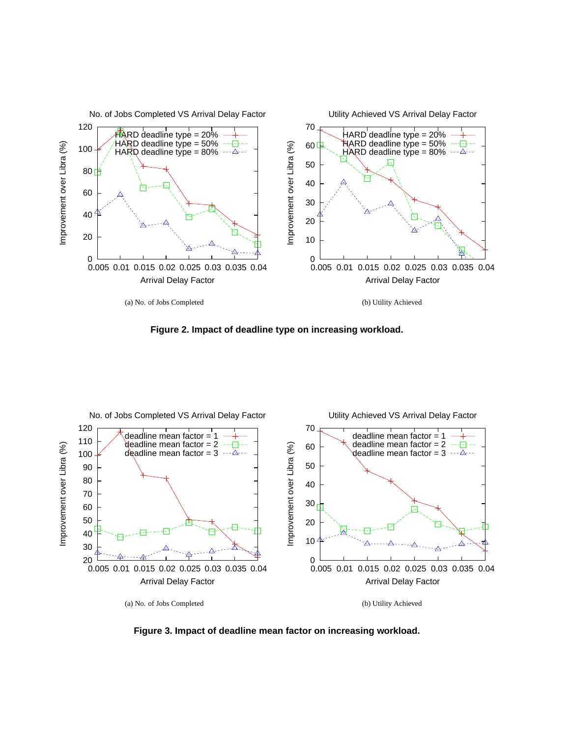(a) No. of Jobs Completed

(b) Utility Achieved

**Figure 2. Impact of deadline type on increasing workload.**

(a) No. of Jobs Completed

(b) Utility Achieved

**Figure 3. Impact of deadline mean factor on increasing workload.**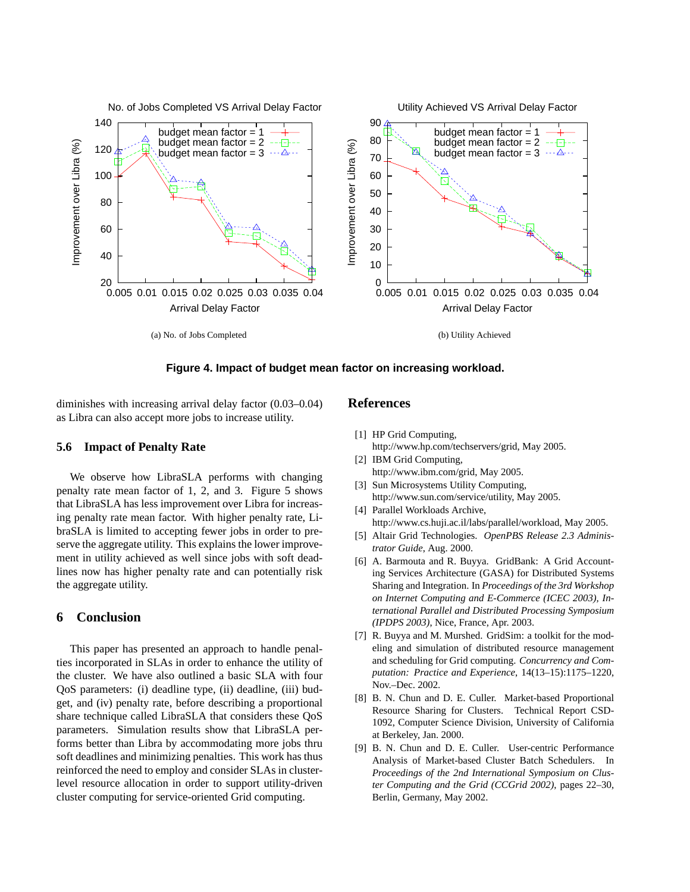(a) No. of Jobs Completed

(b) Utility Achieved

**Figure 4. Impact of budget mean factor on increasing workload.**

diminishes with increasing arrival delay factor (0.03–0.04) as Libra can also accept more jobs to increase utility.

### 5.6 Impact of Penalty Rate

We observe how LibraSLA performs with changing penalty rate mean factor of 1, 2, and 3. Figure 5 shows that LibraSLA has less improvement over Libra for increasing penalty rate mean factor. With higher penalty rate, LibraSLA is limited to accepting fewer jobs in order to preserve the aggregate utility. This explains the lower improvement in utility achieved as well since jobs with soft deadlines now has higher penalty rate and can potentially risk the aggregate utility.

## 6 Conclusion

This paper has presented an approach to handle penalties incorporated in SLAs in order to enhance the utility of the cluster. We have also outlined a basic SLA with four QoS parameters: (i) deadline type, (ii) deadline, (iii) budget, and (iv) penalty rate, before describing a proportional share technique called LibraSLA that considers these QoS parameters. Simulation results show that LibraSLA performs better than Libra by accommodating more jobs thru soft deadlines and minimizing penalties. This work has thus reinforced the need to employ and consider SLAs in cluster-level resource allocation in order to support utility-driven cluster computing for service-oriented Grid computing.

## References

[1] HP Grid Computing, http://www.hp.com/techservers/grid, May 2005.

[2] IBM Grid Computing, http://www.ibm.com/grid, May 2005.

[3] Sun Microsystems Utility Computing, http://www.sun.com/service/utility, May 2005.

[4] Parallel Workloads Archive, http://www.cs.huji.ac.il/labs/parallel/workload, May 2005.

[5] Altair Grid Technologies. *OpenPBS Release 2.3 Administrator Guide*, Aug. 2000.

[6] A. Barmouta and R. Buyya. GridBank: A Grid Accounting Services Architecture (GASA) for Distributed Systems Sharing and Integration. In *Proceedings of the 3rd Workshop on Internet Computing and E-Commerce (ICEC 2003), International Parallel and Distributed Processing Symposium (IPDPS 2003)*, Nice, France, Apr. 2003.

[7] R. Buyya and M. Murshed. GridSim: a toolkit for the modeling and simulation of distributed resource management and scheduling for Grid computing. *Concurrency and Computation: Practice and Experience*, 14(13–15):1175–1220, Nov.–Dec. 2002.

[8] B. N. Chun and D. E. Culler. Market-based Proportional Resource Sharing for Clusters. Technical Report CSD-1092, Computer Science Division, University of California at Berkeley, Jan. 2000.

[9] B. N. Chun and D. E. Culler. User-centric Performance Analysis of Market-based Cluster Batch Schedulers. In *Proceedings of the 2nd International Symposium on Cluster Computing and the Grid (CCGrid 2002)*, pages 22–30, Berlin, Germany, May 2002.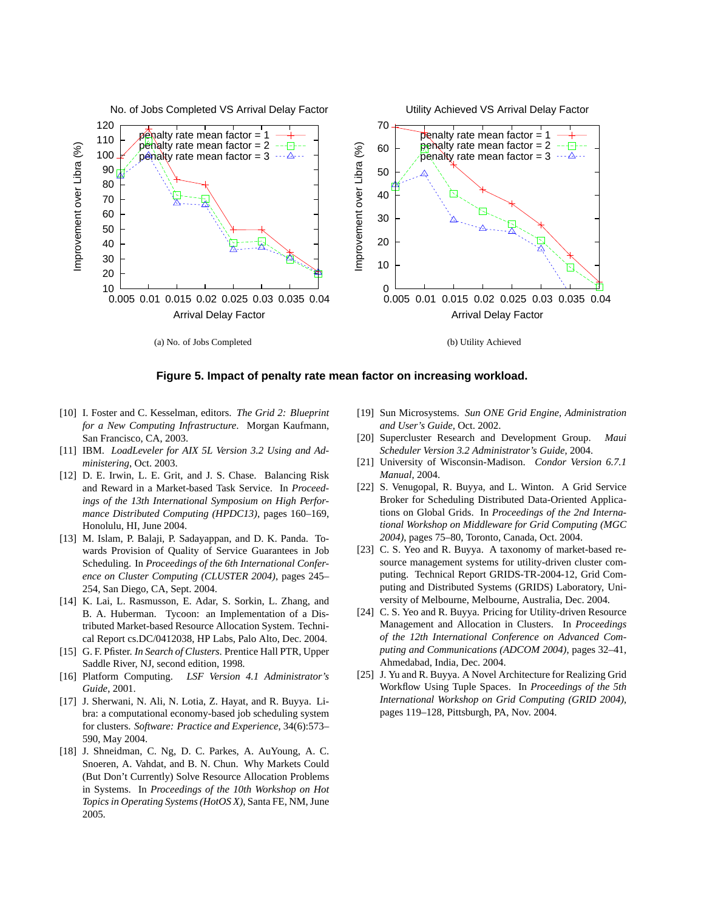No. of Jobs Completed VS Arrival Delay Factor

penalty rate mean factor = 1
penalty rate mean factor = 2
penalty rate mean factor = 3

Improvement over Libra (%)

120
110
100
90
80
70
60
50
40
30
20
10

0.005 0.01 0.015 0.02 0.025 0.03 0.035 0.04

Arrival Delay Factor

(a) No. of Jobs Completed

Utility Achieved VS Arrival Delay Factor

penalty rate mean factor = 1
penalty rate mean factor = 2
penalty rate mean factor = 3

Improvement over Libra (%)

70
60
50
40
30
20
10
0

0.005 0.01 0.015 0.02 0.025 0.03 0.035 0.04

Arrival Delay Factor

(b) Utility Achieved

**Figure 5. Impact of penalty rate mean factor on increasing workload.**

[10] I. Foster and C. Kesselman, editors. *The Grid 2: Blueprint for a New Computing Infrastructure*. Morgan Kaufmann, San Francisco, CA, 2003.

[11] IBM. *LoadLeveler for AIX 5L Version 3.2 Using and Administering*, Oct. 2003.

[12] D. E. Irwin, L. E. Grit, and J. S. Chase. Balancing Risk and Reward in a Market-based Task Service. In *Proceedings of the 13th International Symposium on High Performance Distributed Computing (HPDC13)*, pages 160–169, Honolulu, HI, June 2004.

[13] M. Islam, P. Balaji, P. Sadayappan, and D. K. Panda. Towards Provision of Quality of Service Guarantees in Job Scheduling. In *Proceedings of the 6th International Conference on Cluster Computing (CLUSTER 2004)*, pages 245–254, San Diego, CA, Sept. 2004.

[14] K. Lai, L. Rasmusson, E. Adar, S. Sorkin, L. Zhang, and B. A. Huberman. Tycoon: an Implementation of a Distributed Market-based Resource Allocation System. Technical Report cs.DC/0412038, HP Labs, Palo Alto, Dec. 2004.

[15] G. F. Pfister. *In Search of Clusters*. Prentice Hall PTR, Upper Saddle River, NJ, second edition, 1998.

[16] Platform Computing. *LSF Version 4.1 Administrator's Guide*, 2001.

[17] J. Sherwani, N. Ali, N. Lotia, Z. Hayat, and R. Buyya. Libra: a computational economy-based job scheduling system for clusters. *Software: Practice and Experience*, 34(6):573–590, May 2004.

[18] J. Shneidman, C. Ng, D. C. Parkes, A. AuYoung, A. C. Snoeren, A. Vahdat, and B. N. Chun. Why Markets Could (But Don't Currently) Solve Resource Allocation Problems in Systems. In *Proceedings of the 10th Workshop on Hot Topics in Operating Systems (HotOS X)*, Santa FE, NM, June 2005.

[19] Sun Microsystems. *Sun ONE Grid Engine, Administration and User's Guide*, Oct. 2002.

[20] Supercluster Research and Development Group. *Maui Scheduler Version 3.2 Administrator's Guide*, 2004.

[21] University of Wisconsin-Madison. *Condor Version 6.7.1 Manual*, 2004.

[22] S. Venugopal, R. Buyya, and L. Winton. A Grid Service Broker for Scheduling Distributed Data-Oriented Applications on Global Grids. In *Proceedings of the 2nd International Workshop on Middleware for Grid Computing (MGC 2004)*, pages 75–80, Toronto, Canada, Oct. 2004.

[23] C. S. Yeo and R. Buyya. A taxonomy of market-based resource management systems for utility-driven cluster computing. Technical Report GRIDS-TR-2004-12, Grid Computing and Distributed Systems (GRIDS) Laboratory, University of Melbourne, Melbourne, Australia, Dec. 2004.

[24] C. S. Yeo and R. Buyya. Pricing for Utility-driven Resource Management and Allocation in Clusters. In *Proceedings of the 12th International Conference on Advanced Computing and Communications (ADCOM 2004)*, pages 32–41, Ahmedabad, India, Dec. 2004.

[25] J. Yu and R. Buyya. A Novel Architecture for Realizing Grid Workflow Using Tuple Spaces. In *Proceedings of the 5th International Workshop on Grid Computing (GRID 2004)*, pages 119–128, Pittsburgh, PA, Nov. 2004.